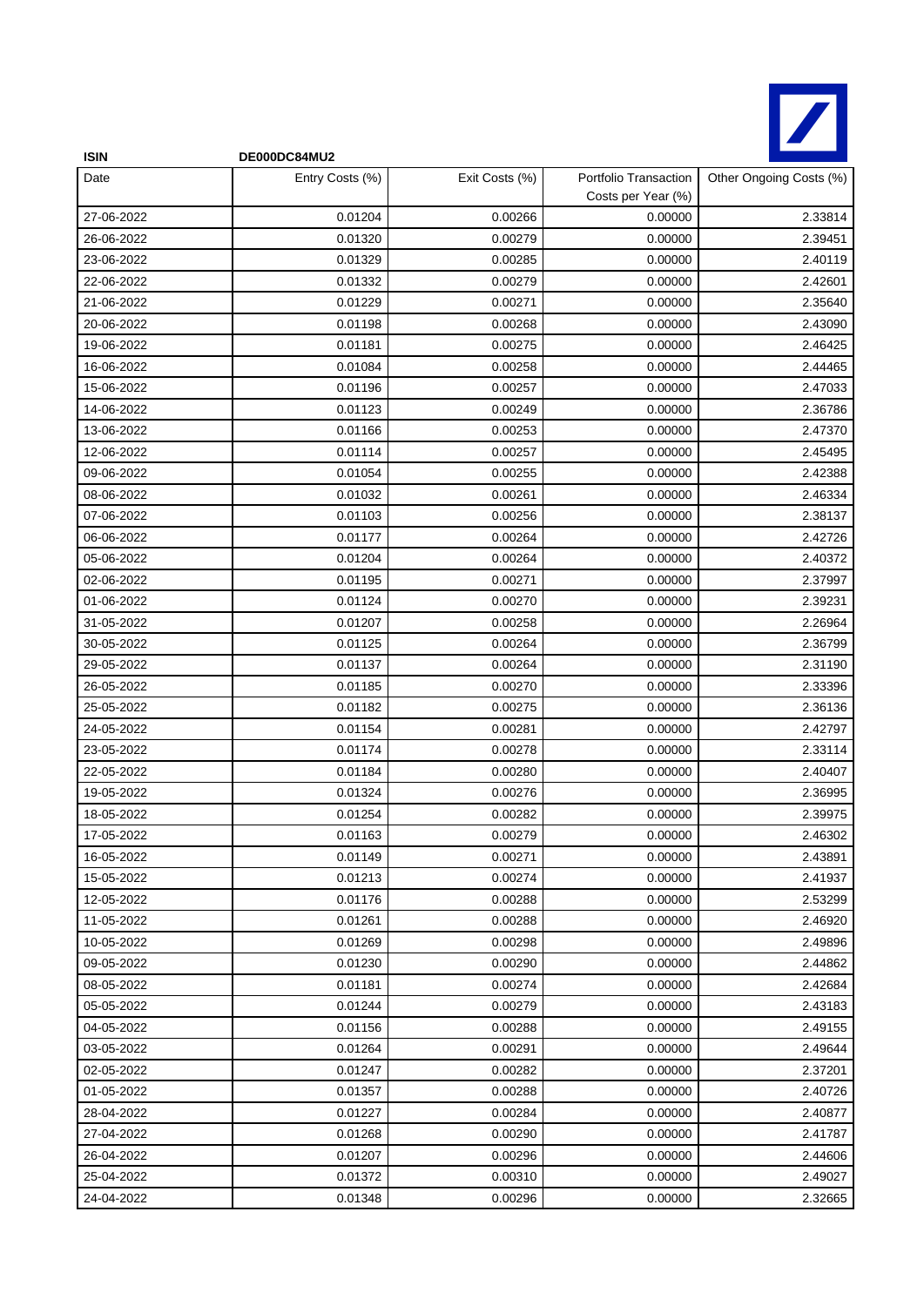| ISIN | DE000DC84MU2 | | | |
|---|---|---|---|---|
| Date | Entry Costs (%) | Exit Costs (%) | Portfolio Transaction Costs per Year (%) | Other Ongoing Costs (%) |
| 27-06-2022 | 0.01204 | 0.00266 | 0.00000 | 2.33814 |
| 26-06-2022 | 0.01320 | 0.00279 | 0.00000 | 2.39451 |
| 23-06-2022 | 0.01329 | 0.00285 | 0.00000 | 2.40119 |
| 22-06-2022 | 0.01332 | 0.00279 | 0.00000 | 2.42601 |
| 21-06-2022 | 0.01229 | 0.00271 | 0.00000 | 2.35640 |
| 20-06-2022 | 0.01198 | 0.00268 | 0.00000 | 2.43090 |
| 19-06-2022 | 0.01181 | 0.00275 | 0.00000 | 2.46425 |
| 16-06-2022 | 0.01084 | 0.00258 | 0.00000 | 2.44465 |
| 15-06-2022 | 0.01196 | 0.00257 | 0.00000 | 2.47033 |
| 14-06-2022 | 0.01123 | 0.00249 | 0.00000 | 2.36786 |
| 13-06-2022 | 0.01166 | 0.00253 | 0.00000 | 2.47370 |
| 12-06-2022 | 0.01114 | 0.00257 | 0.00000 | 2.45495 |
| 09-06-2022 | 0.01054 | 0.00255 | 0.00000 | 2.42388 |
| 08-06-2022 | 0.01032 | 0.00261 | 0.00000 | 2.46334 |
| 07-06-2022 | 0.01103 | 0.00256 | 0.00000 | 2.38137 |
| 06-06-2022 | 0.01177 | 0.00264 | 0.00000 | 2.42726 |
| 05-06-2022 | 0.01204 | 0.00264 | 0.00000 | 2.40372 |
| 02-06-2022 | 0.01195 | 0.00271 | 0.00000 | 2.37997 |
| 01-06-2022 | 0.01124 | 0.00270 | 0.00000 | 2.39231 |
| 31-05-2022 | 0.01207 | 0.00258 | 0.00000 | 2.26964 |
| 30-05-2022 | 0.01125 | 0.00264 | 0.00000 | 2.36799 |
| 29-05-2022 | 0.01137 | 0.00264 | 0.00000 | 2.31190 |
| 26-05-2022 | 0.01185 | 0.00270 | 0.00000 | 2.33396 |
| 25-05-2022 | 0.01182 | 0.00275 | 0.00000 | 2.36136 |
| 24-05-2022 | 0.01154 | 0.00281 | 0.00000 | 2.42797 |
| 23-05-2022 | 0.01174 | 0.00278 | 0.00000 | 2.33114 |
| 22-05-2022 | 0.01184 | 0.00280 | 0.00000 | 2.40407 |
| 19-05-2022 | 0.01324 | 0.00276 | 0.00000 | 2.36995 |
| 18-05-2022 | 0.01254 | 0.00282 | 0.00000 | 2.39975 |
| 17-05-2022 | 0.01163 | 0.00279 | 0.00000 | 2.46302 |
| 16-05-2022 | 0.01149 | 0.00271 | 0.00000 | 2.43891 |
| 15-05-2022 | 0.01213 | 0.00274 | 0.00000 | 2.41937 |
| 12-05-2022 | 0.01176 | 0.00288 | 0.00000 | 2.53299 |
| 11-05-2022 | 0.01261 | 0.00288 | 0.00000 | 2.46920 |
| 10-05-2022 | 0.01269 | 0.00298 | 0.00000 | 2.49896 |
| 09-05-2022 | 0.01230 | 0.00290 | 0.00000 | 2.44862 |
| 08-05-2022 | 0.01181 | 0.00274 | 0.00000 | 2.42684 |
| 05-05-2022 | 0.01244 | 0.00279 | 0.00000 | 2.43183 |
| 04-05-2022 | 0.01156 | 0.00288 | 0.00000 | 2.49155 |
| 03-05-2022 | 0.01264 | 0.00291 | 0.00000 | 2.49644 |
| 02-05-2022 | 0.01247 | 0.00282 | 0.00000 | 2.37201 |
| 01-05-2022 | 0.01357 | 0.00288 | 0.00000 | 2.40726 |
| 28-04-2022 | 0.01227 | 0.00284 | 0.00000 | 2.40877 |
| 27-04-2022 | 0.01268 | 0.00290 | 0.00000 | 2.41787 |
| 26-04-2022 | 0.01207 | 0.00296 | 0.00000 | 2.44606 |
| 25-04-2022 | 0.01372 | 0.00310 | 0.00000 | 2.49027 |
| 24-04-2022 | 0.01348 | 0.00296 | 0.00000 | 2.32665 |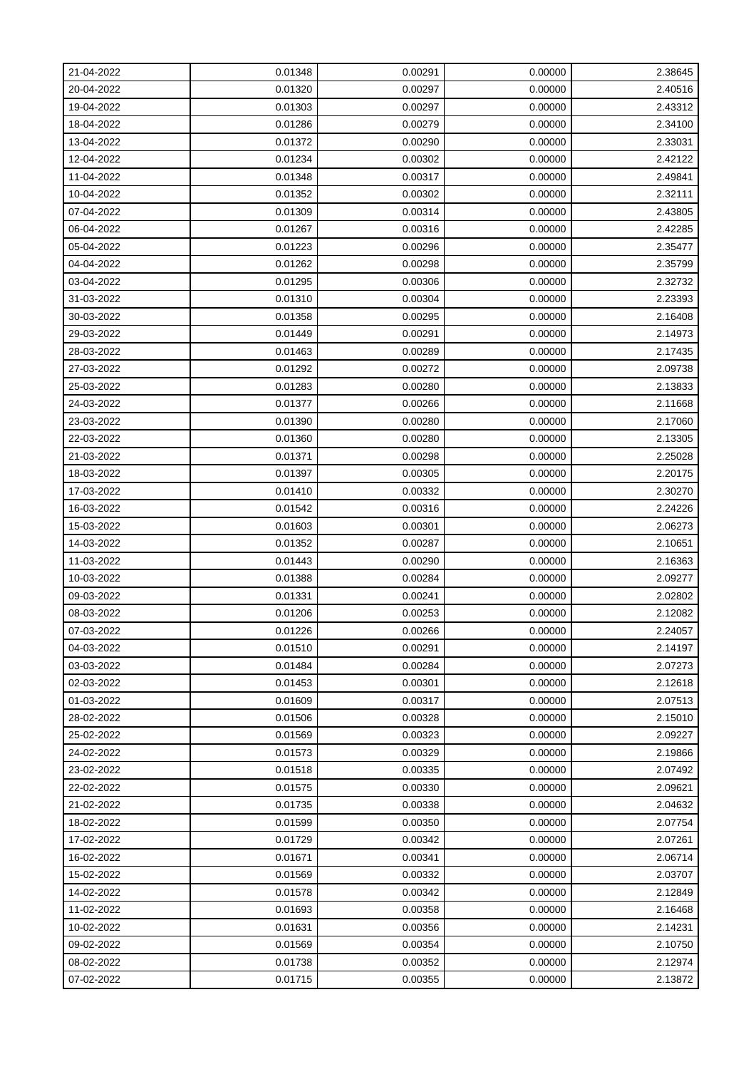| | | | | |
|---|---|---|---|---|
| 21-04-2022 | 0.01348 | 0.00291 | 0.00000 | 2.38645 |
| 20-04-2022 | 0.01320 | 0.00297 | 0.00000 | 2.40516 |
| 19-04-2022 | 0.01303 | 0.00297 | 0.00000 | 2.43312 |
| 18-04-2022 | 0.01286 | 0.00279 | 0.00000 | 2.34100 |
| 13-04-2022 | 0.01372 | 0.00290 | 0.00000 | 2.33031 |
| 12-04-2022 | 0.01234 | 0.00302 | 0.00000 | 2.42122 |
| 11-04-2022 | 0.01348 | 0.00317 | 0.00000 | 2.49841 |
| 10-04-2022 | 0.01352 | 0.00302 | 0.00000 | 2.32111 |
| 07-04-2022 | 0.01309 | 0.00314 | 0.00000 | 2.43805 |
| 06-04-2022 | 0.01267 | 0.00316 | 0.00000 | 2.42285 |
| 05-04-2022 | 0.01223 | 0.00296 | 0.00000 | 2.35477 |
| 04-04-2022 | 0.01262 | 0.00298 | 0.00000 | 2.35799 |
| 03-04-2022 | 0.01295 | 0.00306 | 0.00000 | 2.32732 |
| 31-03-2022 | 0.01310 | 0.00304 | 0.00000 | 2.23393 |
| 30-03-2022 | 0.01358 | 0.00295 | 0.00000 | 2.16408 |
| 29-03-2022 | 0.01449 | 0.00291 | 0.00000 | 2.14973 |
| 28-03-2022 | 0.01463 | 0.00289 | 0.00000 | 2.17435 |
| 27-03-2022 | 0.01292 | 0.00272 | 0.00000 | 2.09738 |
| 25-03-2022 | 0.01283 | 0.00280 | 0.00000 | 2.13833 |
| 24-03-2022 | 0.01377 | 0.00266 | 0.00000 | 2.11668 |
| 23-03-2022 | 0.01390 | 0.00280 | 0.00000 | 2.17060 |
| 22-03-2022 | 0.01360 | 0.00280 | 0.00000 | 2.13305 |
| 21-03-2022 | 0.01371 | 0.00298 | 0.00000 | 2.25028 |
| 18-03-2022 | 0.01397 | 0.00305 | 0.00000 | 2.20175 |
| 17-03-2022 | 0.01410 | 0.00332 | 0.00000 | 2.30270 |
| 16-03-2022 | 0.01542 | 0.00316 | 0.00000 | 2.24226 |
| 15-03-2022 | 0.01603 | 0.00301 | 0.00000 | 2.06273 |
| 14-03-2022 | 0.01352 | 0.00287 | 0.00000 | 2.10651 |
| 11-03-2022 | 0.01443 | 0.00290 | 0.00000 | 2.16363 |
| 10-03-2022 | 0.01388 | 0.00284 | 0.00000 | 2.09277 |
| 09-03-2022 | 0.01331 | 0.00241 | 0.00000 | 2.02802 |
| 08-03-2022 | 0.01206 | 0.00253 | 0.00000 | 2.12082 |
| 07-03-2022 | 0.01226 | 0.00266 | 0.00000 | 2.24057 |
| 04-03-2022 | 0.01510 | 0.00291 | 0.00000 | 2.14197 |
| 03-03-2022 | 0.01484 | 0.00284 | 0.00000 | 2.07273 |
| 02-03-2022 | 0.01453 | 0.00301 | 0.00000 | 2.12618 |
| 01-03-2022 | 0.01609 | 0.00317 | 0.00000 | 2.07513 |
| 28-02-2022 | 0.01506 | 0.00328 | 0.00000 | 2.15010 |
| 25-02-2022 | 0.01569 | 0.00323 | 0.00000 | 2.09227 |
| 24-02-2022 | 0.01573 | 0.00329 | 0.00000 | 2.19866 |
| 23-02-2022 | 0.01518 | 0.00335 | 0.00000 | 2.07492 |
| 22-02-2022 | 0.01575 | 0.00330 | 0.00000 | 2.09621 |
| 21-02-2022 | 0.01735 | 0.00338 | 0.00000 | 2.04632 |
| 18-02-2022 | 0.01599 | 0.00350 | 0.00000 | 2.07754 |
| 17-02-2022 | 0.01729 | 0.00342 | 0.00000 | 2.07261 |
| 16-02-2022 | 0.01671 | 0.00341 | 0.00000 | 2.06714 |
| 15-02-2022 | 0.01569 | 0.00332 | 0.00000 | 2.03707 |
| 14-02-2022 | 0.01578 | 0.00342 | 0.00000 | 2.12849 |
| 11-02-2022 | 0.01693 | 0.00358 | 0.00000 | 2.16468 |
| 10-02-2022 | 0.01631 | 0.00356 | 0.00000 | 2.14231 |
| 09-02-2022 | 0.01569 | 0.00354 | 0.00000 | 2.10750 |
| 08-02-2022 | 0.01738 | 0.00352 | 0.00000 | 2.12974 |
| 07-02-2022 | 0.01715 | 0.00355 | 0.00000 | 2.13872 |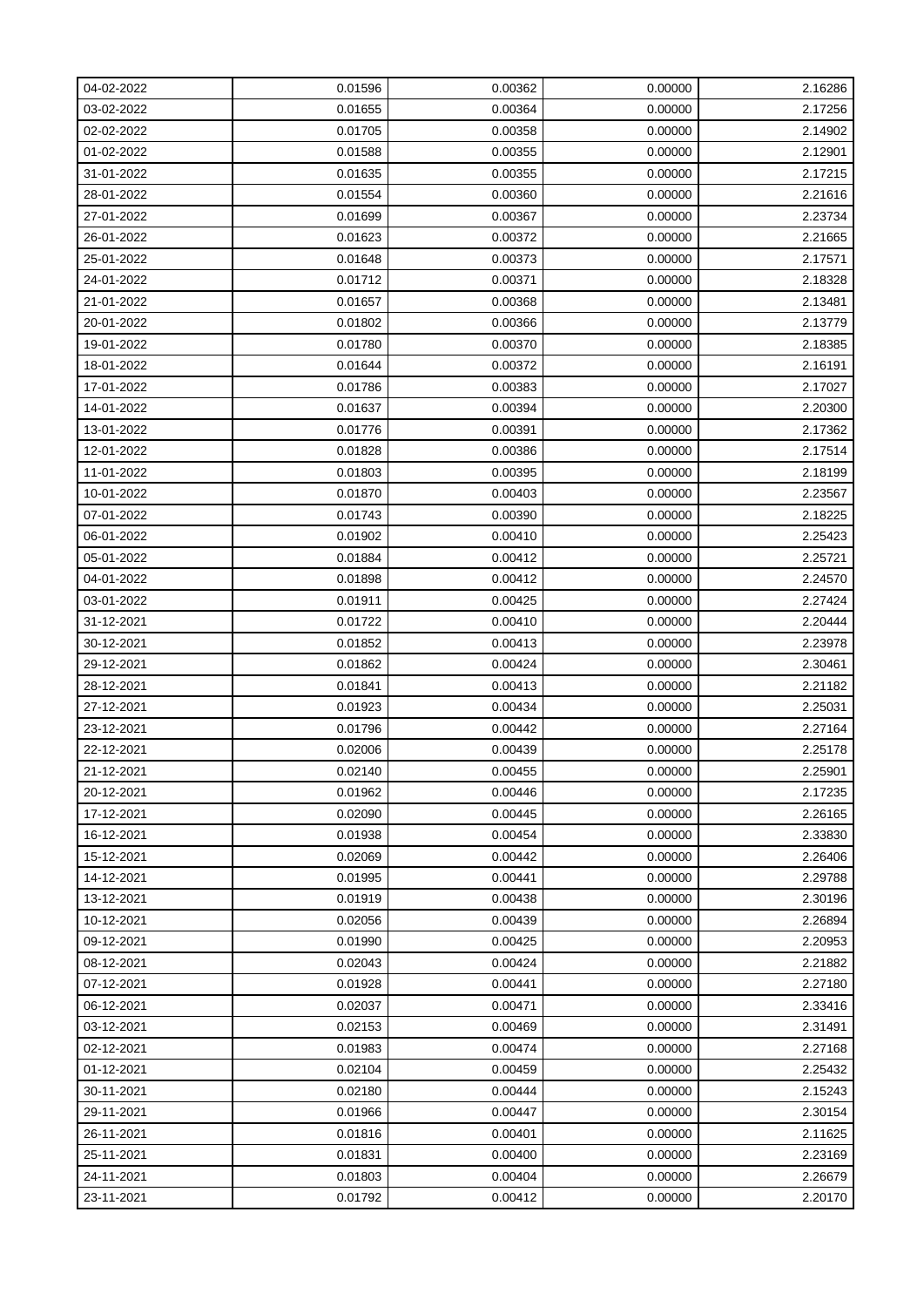| 04-02-2022 | 0.01596 | 0.00362 | 0.00000 | 2.16286 |
|---|---|---|---|---|
| 03-02-2022 | 0.01655 | 0.00364 | 0.00000 | 2.17256 |
| 02-02-2022 | 0.01705 | 0.00358 | 0.00000 | 2.14902 |
| 01-02-2022 | 0.01588 | 0.00355 | 0.00000 | 2.12901 |
| 31-01-2022 | 0.01635 | 0.00355 | 0.00000 | 2.17215 |
| 28-01-2022 | 0.01554 | 0.00360 | 0.00000 | 2.21616 |
| 27-01-2022 | 0.01699 | 0.00367 | 0.00000 | 2.23734 |
| 26-01-2022 | 0.01623 | 0.00372 | 0.00000 | 2.21665 |
| 25-01-2022 | 0.01648 | 0.00373 | 0.00000 | 2.17571 |
| 24-01-2022 | 0.01712 | 0.00371 | 0.00000 | 2.18328 |
| 21-01-2022 | 0.01657 | 0.00368 | 0.00000 | 2.13481 |
| 20-01-2022 | 0.01802 | 0.00366 | 0.00000 | 2.13779 |
| 19-01-2022 | 0.01780 | 0.00370 | 0.00000 | 2.18385 |
| 18-01-2022 | 0.01644 | 0.00372 | 0.00000 | 2.16191 |
| 17-01-2022 | 0.01786 | 0.00383 | 0.00000 | 2.17027 |
| 14-01-2022 | 0.01637 | 0.00394 | 0.00000 | 2.20300 |
| 13-01-2022 | 0.01776 | 0.00391 | 0.00000 | 2.17362 |
| 12-01-2022 | 0.01828 | 0.00386 | 0.00000 | 2.17514 |
| 11-01-2022 | 0.01803 | 0.00395 | 0.00000 | 2.18199 |
| 10-01-2022 | 0.01870 | 0.00403 | 0.00000 | 2.23567 |
| 07-01-2022 | 0.01743 | 0.00390 | 0.00000 | 2.18225 |
| 06-01-2022 | 0.01902 | 0.00410 | 0.00000 | 2.25423 |
| 05-01-2022 | 0.01884 | 0.00412 | 0.00000 | 2.25721 |
| 04-01-2022 | 0.01898 | 0.00412 | 0.00000 | 2.24570 |
| 03-01-2022 | 0.01911 | 0.00425 | 0.00000 | 2.27424 |
| 31-12-2021 | 0.01722 | 0.00410 | 0.00000 | 2.20444 |
| 30-12-2021 | 0.01852 | 0.00413 | 0.00000 | 2.23978 |
| 29-12-2021 | 0.01862 | 0.00424 | 0.00000 | 2.30461 |
| 28-12-2021 | 0.01841 | 0.00413 | 0.00000 | 2.21182 |
| 27-12-2021 | 0.01923 | 0.00434 | 0.00000 | 2.25031 |
| 23-12-2021 | 0.01796 | 0.00442 | 0.00000 | 2.27164 |
| 22-12-2021 | 0.02006 | 0.00439 | 0.00000 | 2.25178 |
| 21-12-2021 | 0.02140 | 0.00455 | 0.00000 | 2.25901 |
| 20-12-2021 | 0.01962 | 0.00446 | 0.00000 | 2.17235 |
| 17-12-2021 | 0.02090 | 0.00445 | 0.00000 | 2.26165 |
| 16-12-2021 | 0.01938 | 0.00454 | 0.00000 | 2.33830 |
| 15-12-2021 | 0.02069 | 0.00442 | 0.00000 | 2.26406 |
| 14-12-2021 | 0.01995 | 0.00441 | 0.00000 | 2.29788 |
| 13-12-2021 | 0.01919 | 0.00438 | 0.00000 | 2.30196 |
| 10-12-2021 | 0.02056 | 0.00439 | 0.00000 | 2.26894 |
| 09-12-2021 | 0.01990 | 0.00425 | 0.00000 | 2.20953 |
| 08-12-2021 | 0.02043 | 0.00424 | 0.00000 | 2.21882 |
| 07-12-2021 | 0.01928 | 0.00441 | 0.00000 | 2.27180 |
| 06-12-2021 | 0.02037 | 0.00471 | 0.00000 | 2.33416 |
| 03-12-2021 | 0.02153 | 0.00469 | 0.00000 | 2.31491 |
| 02-12-2021 | 0.01983 | 0.00474 | 0.00000 | 2.27168 |
| 01-12-2021 | 0.02104 | 0.00459 | 0.00000 | 2.25432 |
| 30-11-2021 | 0.02180 | 0.00444 | 0.00000 | 2.15243 |
| 29-11-2021 | 0.01966 | 0.00447 | 0.00000 | 2.30154 |
| 26-11-2021 | 0.01816 | 0.00401 | 0.00000 | 2.11625 |
| 25-11-2021 | 0.01831 | 0.00400 | 0.00000 | 2.23169 |
| 24-11-2021 | 0.01803 | 0.00404 | 0.00000 | 2.26679 |
| 23-11-2021 | 0.01792 | 0.00412 | 0.00000 | 2.20170 |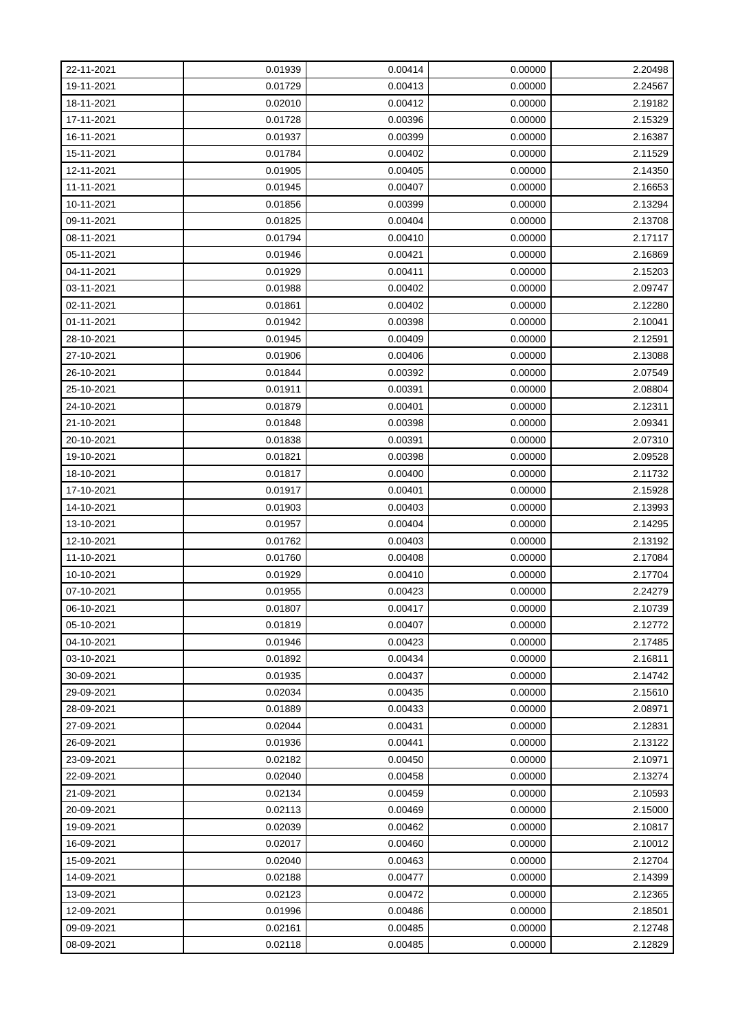| 22-11-2021 | 0.01939 | 0.00414 | 0.00000 | 2.20498 |
|---|---|---|---|---|
| 19-11-2021 | 0.01729 | 0.00413 | 0.00000 | 2.24567 |
| 18-11-2021 | 0.02010 | 0.00412 | 0.00000 | 2.19182 |
| 17-11-2021 | 0.01728 | 0.00396 | 0.00000 | 2.15329 |
| 16-11-2021 | 0.01937 | 0.00399 | 0.00000 | 2.16387 |
| 15-11-2021 | 0.01784 | 0.00402 | 0.00000 | 2.11529 |
| 12-11-2021 | 0.01905 | 0.00405 | 0.00000 | 2.14350 |
| 11-11-2021 | 0.01945 | 0.00407 | 0.00000 | 2.16653 |
| 10-11-2021 | 0.01856 | 0.00399 | 0.00000 | 2.13294 |
| 09-11-2021 | 0.01825 | 0.00404 | 0.00000 | 2.13708 |
| 08-11-2021 | 0.01794 | 0.00410 | 0.00000 | 2.17117 |
| 05-11-2021 | 0.01946 | 0.00421 | 0.00000 | 2.16869 |
| 04-11-2021 | 0.01929 | 0.00411 | 0.00000 | 2.15203 |
| 03-11-2021 | 0.01988 | 0.00402 | 0.00000 | 2.09747 |
| 02-11-2021 | 0.01861 | 0.00402 | 0.00000 | 2.12280 |
| 01-11-2021 | 0.01942 | 0.00398 | 0.00000 | 2.10041 |
| 28-10-2021 | 0.01945 | 0.00409 | 0.00000 | 2.12591 |
| 27-10-2021 | 0.01906 | 0.00406 | 0.00000 | 2.13088 |
| 26-10-2021 | 0.01844 | 0.00392 | 0.00000 | 2.07549 |
| 25-10-2021 | 0.01911 | 0.00391 | 0.00000 | 2.08804 |
| 24-10-2021 | 0.01879 | 0.00401 | 0.00000 | 2.12311 |
| 21-10-2021 | 0.01848 | 0.00398 | 0.00000 | 2.09341 |
| 20-10-2021 | 0.01838 | 0.00391 | 0.00000 | 2.07310 |
| 19-10-2021 | 0.01821 | 0.00398 | 0.00000 | 2.09528 |
| 18-10-2021 | 0.01817 | 0.00400 | 0.00000 | 2.11732 |
| 17-10-2021 | 0.01917 | 0.00401 | 0.00000 | 2.15928 |
| 14-10-2021 | 0.01903 | 0.00403 | 0.00000 | 2.13993 |
| 13-10-2021 | 0.01957 | 0.00404 | 0.00000 | 2.14295 |
| 12-10-2021 | 0.01762 | 0.00403 | 0.00000 | 2.13192 |
| 11-10-2021 | 0.01760 | 0.00408 | 0.00000 | 2.17084 |
| 10-10-2021 | 0.01929 | 0.00410 | 0.00000 | 2.17704 |
| 07-10-2021 | 0.01955 | 0.00423 | 0.00000 | 2.24279 |
| 06-10-2021 | 0.01807 | 0.00417 | 0.00000 | 2.10739 |
| 05-10-2021 | 0.01819 | 0.00407 | 0.00000 | 2.12772 |
| 04-10-2021 | 0.01946 | 0.00423 | 0.00000 | 2.17485 |
| 03-10-2021 | 0.01892 | 0.00434 | 0.00000 | 2.16811 |
| 30-09-2021 | 0.01935 | 0.00437 | 0.00000 | 2.14742 |
| 29-09-2021 | 0.02034 | 0.00435 | 0.00000 | 2.15610 |
| 28-09-2021 | 0.01889 | 0.00433 | 0.00000 | 2.08971 |
| 27-09-2021 | 0.02044 | 0.00431 | 0.00000 | 2.12831 |
| 26-09-2021 | 0.01936 | 0.00441 | 0.00000 | 2.13122 |
| 23-09-2021 | 0.02182 | 0.00450 | 0.00000 | 2.10971 |
| 22-09-2021 | 0.02040 | 0.00458 | 0.00000 | 2.13274 |
| 21-09-2021 | 0.02134 | 0.00459 | 0.00000 | 2.10593 |
| 20-09-2021 | 0.02113 | 0.00469 | 0.00000 | 2.15000 |
| 19-09-2021 | 0.02039 | 0.00462 | 0.00000 | 2.10817 |
| 16-09-2021 | 0.02017 | 0.00460 | 0.00000 | 2.10012 |
| 15-09-2021 | 0.02040 | 0.00463 | 0.00000 | 2.12704 |
| 14-09-2021 | 0.02188 | 0.00477 | 0.00000 | 2.14399 |
| 13-09-2021 | 0.02123 | 0.00472 | 0.00000 | 2.12365 |
| 12-09-2021 | 0.01996 | 0.00486 | 0.00000 | 2.18501 |
| 09-09-2021 | 0.02161 | 0.00485 | 0.00000 | 2.12748 |
| 08-09-2021 | 0.02118 | 0.00485 | 0.00000 | 2.12829 |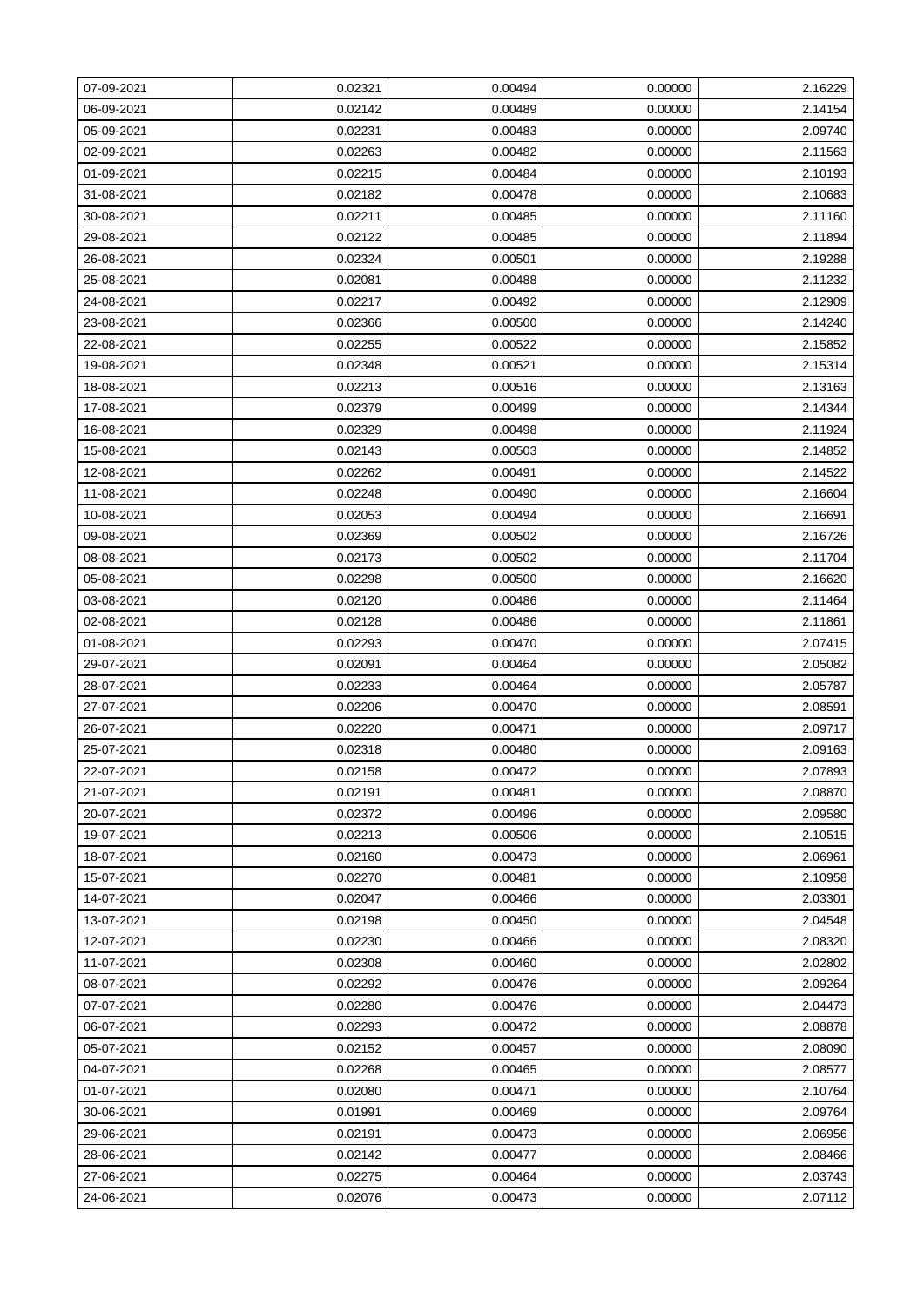| 07-09-2021 | 0.02321 | 0.00494 | 0.00000 | 2.16229 |
|---|---|---|---|---|
| 06-09-2021 | 0.02142 | 0.00489 | 0.00000 | 2.14154 |
| 05-09-2021 | 0.02231 | 0.00483 | 0.00000 | 2.09740 |
| 02-09-2021 | 0.02263 | 0.00482 | 0.00000 | 2.11563 |
| 01-09-2021 | 0.02215 | 0.00484 | 0.00000 | 2.10193 |
| 31-08-2021 | 0.02182 | 0.00478 | 0.00000 | 2.10683 |
| 30-08-2021 | 0.02211 | 0.00485 | 0.00000 | 2.11160 |
| 29-08-2021 | 0.02122 | 0.00485 | 0.00000 | 2.11894 |
| 26-08-2021 | 0.02324 | 0.00501 | 0.00000 | 2.19288 |
| 25-08-2021 | 0.02081 | 0.00488 | 0.00000 | 2.11232 |
| 24-08-2021 | 0.02217 | 0.00492 | 0.00000 | 2.12909 |
| 23-08-2021 | 0.02366 | 0.00500 | 0.00000 | 2.14240 |
| 22-08-2021 | 0.02255 | 0.00522 | 0.00000 | 2.15852 |
| 19-08-2021 | 0.02348 | 0.00521 | 0.00000 | 2.15314 |
| 18-08-2021 | 0.02213 | 0.00516 | 0.00000 | 2.13163 |
| 17-08-2021 | 0.02379 | 0.00499 | 0.00000 | 2.14344 |
| 16-08-2021 | 0.02329 | 0.00498 | 0.00000 | 2.11924 |
| 15-08-2021 | 0.02143 | 0.00503 | 0.00000 | 2.14852 |
| 12-08-2021 | 0.02262 | 0.00491 | 0.00000 | 2.14522 |
| 11-08-2021 | 0.02248 | 0.00490 | 0.00000 | 2.16604 |
| 10-08-2021 | 0.02053 | 0.00494 | 0.00000 | 2.16691 |
| 09-08-2021 | 0.02369 | 0.00502 | 0.00000 | 2.16726 |
| 08-08-2021 | 0.02173 | 0.00502 | 0.00000 | 2.11704 |
| 05-08-2021 | 0.02298 | 0.00500 | 0.00000 | 2.16620 |
| 03-08-2021 | 0.02120 | 0.00486 | 0.00000 | 2.11464 |
| 02-08-2021 | 0.02128 | 0.00486 | 0.00000 | 2.11861 |
| 01-08-2021 | 0.02293 | 0.00470 | 0.00000 | 2.07415 |
| 29-07-2021 | 0.02091 | 0.00464 | 0.00000 | 2.05082 |
| 28-07-2021 | 0.02233 | 0.00464 | 0.00000 | 2.05787 |
| 27-07-2021 | 0.02206 | 0.00470 | 0.00000 | 2.08591 |
| 26-07-2021 | 0.02220 | 0.00471 | 0.00000 | 2.09717 |
| 25-07-2021 | 0.02318 | 0.00480 | 0.00000 | 2.09163 |
| 22-07-2021 | 0.02158 | 0.00472 | 0.00000 | 2.07893 |
| 21-07-2021 | 0.02191 | 0.00481 | 0.00000 | 2.08870 |
| 20-07-2021 | 0.02372 | 0.00496 | 0.00000 | 2.09580 |
| 19-07-2021 | 0.02213 | 0.00506 | 0.00000 | 2.10515 |
| 18-07-2021 | 0.02160 | 0.00473 | 0.00000 | 2.06961 |
| 15-07-2021 | 0.02270 | 0.00481 | 0.00000 | 2.10958 |
| 14-07-2021 | 0.02047 | 0.00466 | 0.00000 | 2.03301 |
| 13-07-2021 | 0.02198 | 0.00450 | 0.00000 | 2.04548 |
| 12-07-2021 | 0.02230 | 0.00466 | 0.00000 | 2.08320 |
| 11-07-2021 | 0.02308 | 0.00460 | 0.00000 | 2.02802 |
| 08-07-2021 | 0.02292 | 0.00476 | 0.00000 | 2.09264 |
| 07-07-2021 | 0.02280 | 0.00476 | 0.00000 | 2.04473 |
| 06-07-2021 | 0.02293 | 0.00472 | 0.00000 | 2.08878 |
| 05-07-2021 | 0.02152 | 0.00457 | 0.00000 | 2.08090 |
| 04-07-2021 | 0.02268 | 0.00465 | 0.00000 | 2.08577 |
| 01-07-2021 | 0.02080 | 0.00471 | 0.00000 | 2.10764 |
| 30-06-2021 | 0.01991 | 0.00469 | 0.00000 | 2.09764 |
| 29-06-2021 | 0.02191 | 0.00473 | 0.00000 | 2.06956 |
| 28-06-2021 | 0.02142 | 0.00477 | 0.00000 | 2.08466 |
| 27-06-2021 | 0.02275 | 0.00464 | 0.00000 | 2.03743 |
| 24-06-2021 | 0.02076 | 0.00473 | 0.00000 | 2.07112 |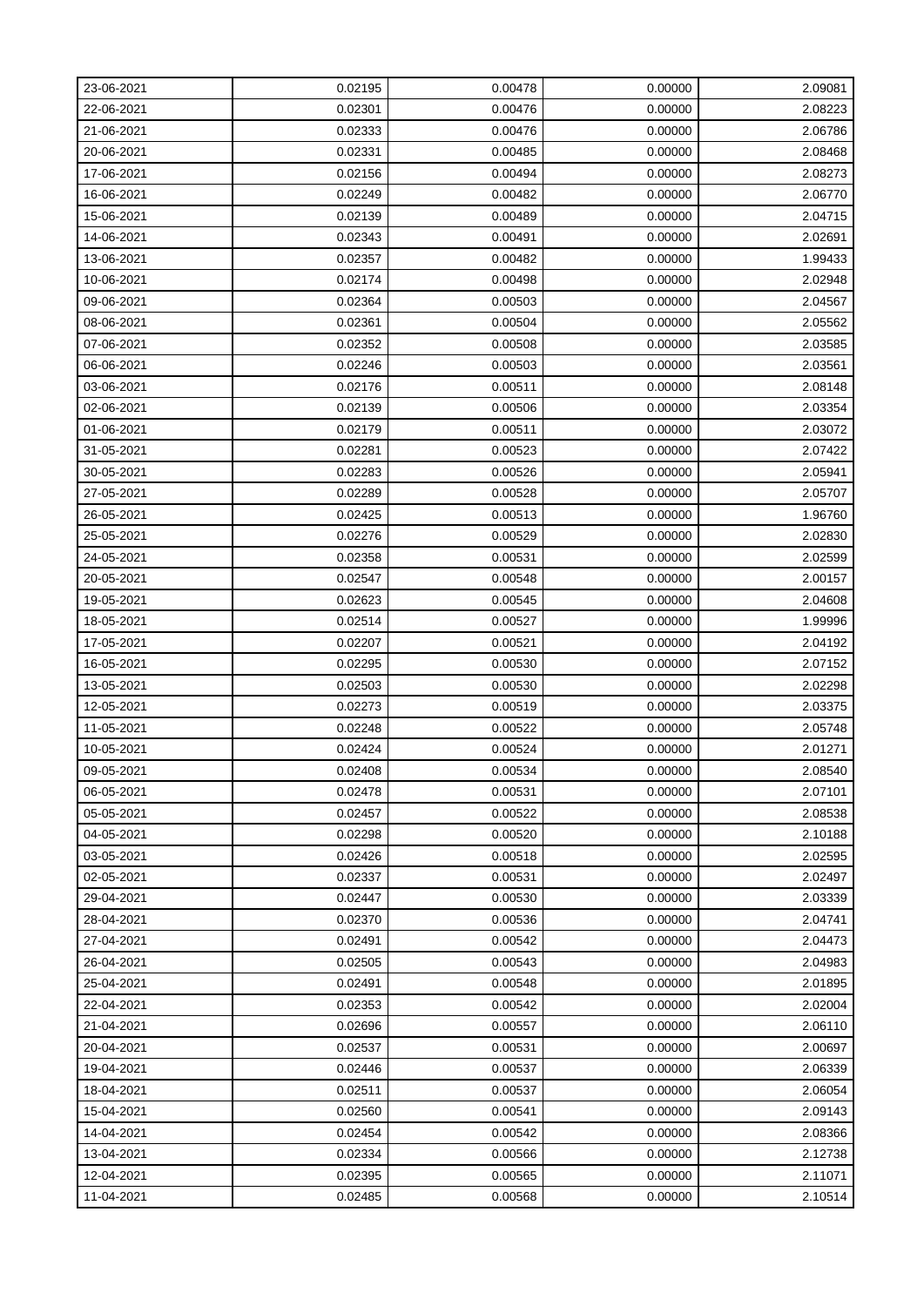| 23-06-2021 | 0.02195 | 0.00478 | 0.00000 | 2.09081 |
|---|---|---|---|---|
| 22-06-2021 | 0.02301 | 0.00476 | 0.00000 | 2.08223 |
| 21-06-2021 | 0.02333 | 0.00476 | 0.00000 | 2.06786 |
| 20-06-2021 | 0.02331 | 0.00485 | 0.00000 | 2.08468 |
| 17-06-2021 | 0.02156 | 0.00494 | 0.00000 | 2.08273 |
| 16-06-2021 | 0.02249 | 0.00482 | 0.00000 | 2.06770 |
| 15-06-2021 | 0.02139 | 0.00489 | 0.00000 | 2.04715 |
| 14-06-2021 | 0.02343 | 0.00491 | 0.00000 | 2.02691 |
| 13-06-2021 | 0.02357 | 0.00482 | 0.00000 | 1.99433 |
| 10-06-2021 | 0.02174 | 0.00498 | 0.00000 | 2.02948 |
| 09-06-2021 | 0.02364 | 0.00503 | 0.00000 | 2.04567 |
| 08-06-2021 | 0.02361 | 0.00504 | 0.00000 | 2.05562 |
| 07-06-2021 | 0.02352 | 0.00508 | 0.00000 | 2.03585 |
| 06-06-2021 | 0.02246 | 0.00503 | 0.00000 | 2.03561 |
| 03-06-2021 | 0.02176 | 0.00511 | 0.00000 | 2.08148 |
| 02-06-2021 | 0.02139 | 0.00506 | 0.00000 | 2.03354 |
| 01-06-2021 | 0.02179 | 0.00511 | 0.00000 | 2.03072 |
| 31-05-2021 | 0.02281 | 0.00523 | 0.00000 | 2.07422 |
| 30-05-2021 | 0.02283 | 0.00526 | 0.00000 | 2.05941 |
| 27-05-2021 | 0.02289 | 0.00528 | 0.00000 | 2.05707 |
| 26-05-2021 | 0.02425 | 0.00513 | 0.00000 | 1.96760 |
| 25-05-2021 | 0.02276 | 0.00529 | 0.00000 | 2.02830 |
| 24-05-2021 | 0.02358 | 0.00531 | 0.00000 | 2.02599 |
| 20-05-2021 | 0.02547 | 0.00548 | 0.00000 | 2.00157 |
| 19-05-2021 | 0.02623 | 0.00545 | 0.00000 | 2.04608 |
| 18-05-2021 | 0.02514 | 0.00527 | 0.00000 | 1.99996 |
| 17-05-2021 | 0.02207 | 0.00521 | 0.00000 | 2.04192 |
| 16-05-2021 | 0.02295 | 0.00530 | 0.00000 | 2.07152 |
| 13-05-2021 | 0.02503 | 0.00530 | 0.00000 | 2.02298 |
| 12-05-2021 | 0.02273 | 0.00519 | 0.00000 | 2.03375 |
| 11-05-2021 | 0.02248 | 0.00522 | 0.00000 | 2.05748 |
| 10-05-2021 | 0.02424 | 0.00524 | 0.00000 | 2.01271 |
| 09-05-2021 | 0.02408 | 0.00534 | 0.00000 | 2.08540 |
| 06-05-2021 | 0.02478 | 0.00531 | 0.00000 | 2.07101 |
| 05-05-2021 | 0.02457 | 0.00522 | 0.00000 | 2.08538 |
| 04-05-2021 | 0.02298 | 0.00520 | 0.00000 | 2.10188 |
| 03-05-2021 | 0.02426 | 0.00518 | 0.00000 | 2.02595 |
| 02-05-2021 | 0.02337 | 0.00531 | 0.00000 | 2.02497 |
| 29-04-2021 | 0.02447 | 0.00530 | 0.00000 | 2.03339 |
| 28-04-2021 | 0.02370 | 0.00536 | 0.00000 | 2.04741 |
| 27-04-2021 | 0.02491 | 0.00542 | 0.00000 | 2.04473 |
| 26-04-2021 | 0.02505 | 0.00543 | 0.00000 | 2.04983 |
| 25-04-2021 | 0.02491 | 0.00548 | 0.00000 | 2.01895 |
| 22-04-2021 | 0.02353 | 0.00542 | 0.00000 | 2.02004 |
| 21-04-2021 | 0.02696 | 0.00557 | 0.00000 | 2.06110 |
| 20-04-2021 | 0.02537 | 0.00531 | 0.00000 | 2.00697 |
| 19-04-2021 | 0.02446 | 0.00537 | 0.00000 | 2.06339 |
| 18-04-2021 | 0.02511 | 0.00537 | 0.00000 | 2.06054 |
| 15-04-2021 | 0.02560 | 0.00541 | 0.00000 | 2.09143 |
| 14-04-2021 | 0.02454 | 0.00542 | 0.00000 | 2.08366 |
| 13-04-2021 | 0.02334 | 0.00566 | 0.00000 | 2.12738 |
| 12-04-2021 | 0.02395 | 0.00565 | 0.00000 | 2.11071 |
| 11-04-2021 | 0.02485 | 0.00568 | 0.00000 | 2.10514 |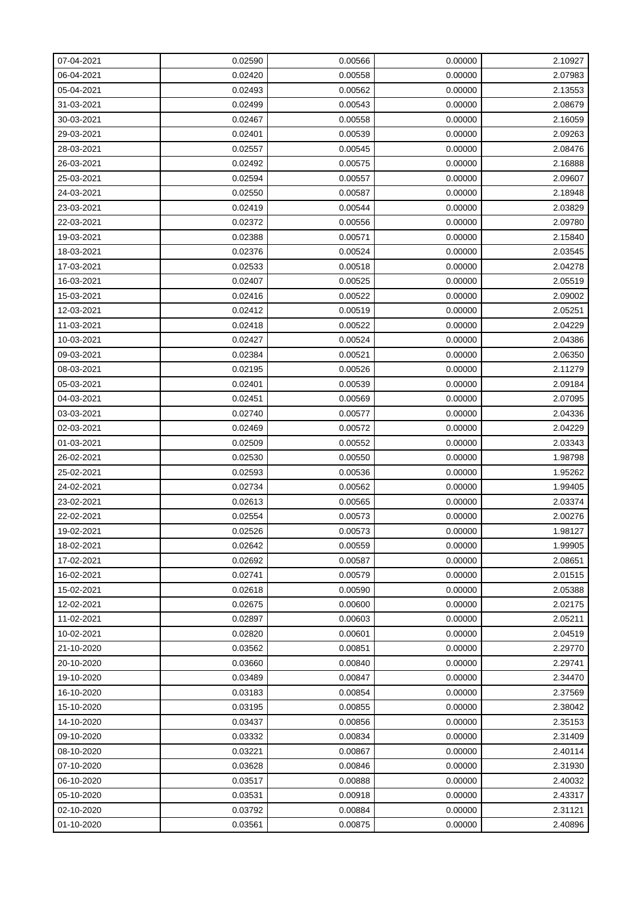| 07-04-2021 | 0.02590 | 0.00566 | 0.00000 | 2.10927 |
|---|---|---|---|---|
| 06-04-2021 | 0.02420 | 0.00558 | 0.00000 | 2.07983 |
| 05-04-2021 | 0.02493 | 0.00562 | 0.00000 | 2.13553 |
| 31-03-2021 | 0.02499 | 0.00543 | 0.00000 | 2.08679 |
| 30-03-2021 | 0.02467 | 0.00558 | 0.00000 | 2.16059 |
| 29-03-2021 | 0.02401 | 0.00539 | 0.00000 | 2.09263 |
| 28-03-2021 | 0.02557 | 0.00545 | 0.00000 | 2.08476 |
| 26-03-2021 | 0.02492 | 0.00575 | 0.00000 | 2.16888 |
| 25-03-2021 | 0.02594 | 0.00557 | 0.00000 | 2.09607 |
| 24-03-2021 | 0.02550 | 0.00587 | 0.00000 | 2.18948 |
| 23-03-2021 | 0.02419 | 0.00544 | 0.00000 | 2.03829 |
| 22-03-2021 | 0.02372 | 0.00556 | 0.00000 | 2.09780 |
| 19-03-2021 | 0.02388 | 0.00571 | 0.00000 | 2.15840 |
| 18-03-2021 | 0.02376 | 0.00524 | 0.00000 | 2.03545 |
| 17-03-2021 | 0.02533 | 0.00518 | 0.00000 | 2.04278 |
| 16-03-2021 | 0.02407 | 0.00525 | 0.00000 | 2.05519 |
| 15-03-2021 | 0.02416 | 0.00522 | 0.00000 | 2.09002 |
| 12-03-2021 | 0.02412 | 0.00519 | 0.00000 | 2.05251 |
| 11-03-2021 | 0.02418 | 0.00522 | 0.00000 | 2.04229 |
| 10-03-2021 | 0.02427 | 0.00524 | 0.00000 | 2.04386 |
| 09-03-2021 | 0.02384 | 0.00521 | 0.00000 | 2.06350 |
| 08-03-2021 | 0.02195 | 0.00526 | 0.00000 | 2.11279 |
| 05-03-2021 | 0.02401 | 0.00539 | 0.00000 | 2.09184 |
| 04-03-2021 | 0.02451 | 0.00569 | 0.00000 | 2.07095 |
| 03-03-2021 | 0.02740 | 0.00577 | 0.00000 | 2.04336 |
| 02-03-2021 | 0.02469 | 0.00572 | 0.00000 | 2.04229 |
| 01-03-2021 | 0.02509 | 0.00552 | 0.00000 | 2.03343 |
| 26-02-2021 | 0.02530 | 0.00550 | 0.00000 | 1.98798 |
| 25-02-2021 | 0.02593 | 0.00536 | 0.00000 | 1.95262 |
| 24-02-2021 | 0.02734 | 0.00562 | 0.00000 | 1.99405 |
| 23-02-2021 | 0.02613 | 0.00565 | 0.00000 | 2.03374 |
| 22-02-2021 | 0.02554 | 0.00573 | 0.00000 | 2.00276 |
| 19-02-2021 | 0.02526 | 0.00573 | 0.00000 | 1.98127 |
| 18-02-2021 | 0.02642 | 0.00559 | 0.00000 | 1.99905 |
| 17-02-2021 | 0.02692 | 0.00587 | 0.00000 | 2.08651 |
| 16-02-2021 | 0.02741 | 0.00579 | 0.00000 | 2.01515 |
| 15-02-2021 | 0.02618 | 0.00590 | 0.00000 | 2.05388 |
| 12-02-2021 | 0.02675 | 0.00600 | 0.00000 | 2.02175 |
| 11-02-2021 | 0.02897 | 0.00603 | 0.00000 | 2.05211 |
| 10-02-2021 | 0.02820 | 0.00601 | 0.00000 | 2.04519 |
| 21-10-2020 | 0.03562 | 0.00851 | 0.00000 | 2.29770 |
| 20-10-2020 | 0.03660 | 0.00840 | 0.00000 | 2.29741 |
| 19-10-2020 | 0.03489 | 0.00847 | 0.00000 | 2.34470 |
| 16-10-2020 | 0.03183 | 0.00854 | 0.00000 | 2.37569 |
| 15-10-2020 | 0.03195 | 0.00855 | 0.00000 | 2.38042 |
| 14-10-2020 | 0.03437 | 0.00856 | 0.00000 | 2.35153 |
| 09-10-2020 | 0.03332 | 0.00834 | 0.00000 | 2.31409 |
| 08-10-2020 | 0.03221 | 0.00867 | 0.00000 | 2.40114 |
| 07-10-2020 | 0.03628 | 0.00846 | 0.00000 | 2.31930 |
| 06-10-2020 | 0.03517 | 0.00888 | 0.00000 | 2.40032 |
| 05-10-2020 | 0.03531 | 0.00918 | 0.00000 | 2.43317 |
| 02-10-2020 | 0.03792 | 0.00884 | 0.00000 | 2.31121 |
| 01-10-2020 | 0.03561 | 0.00875 | 0.00000 | 2.40896 |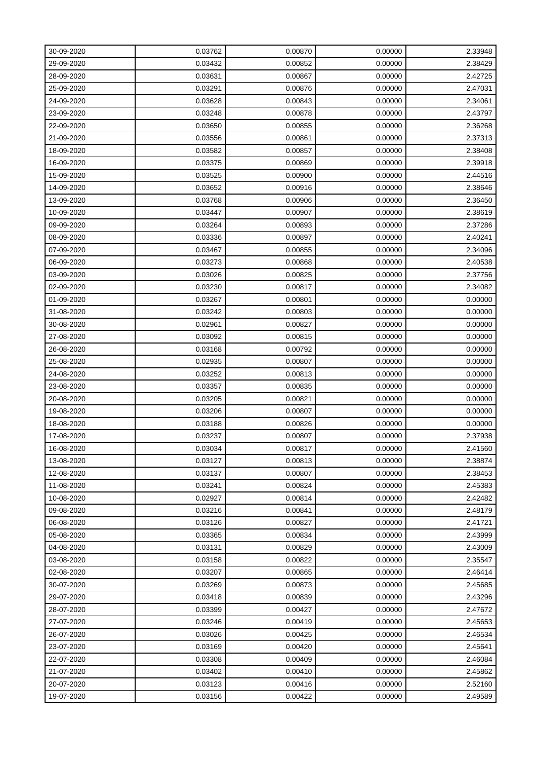| 30-09-2020 | 0.03762 | 0.00870 | 0.00000 | 2.33948 |
|---|---|---|---|---|
| 29-09-2020 | 0.03432 | 0.00852 | 0.00000 | 2.38429 |
| 28-09-2020 | 0.03631 | 0.00867 | 0.00000 | 2.42725 |
| 25-09-2020 | 0.03291 | 0.00876 | 0.00000 | 2.47031 |
| 24-09-2020 | 0.03628 | 0.00843 | 0.00000 | 2.34061 |
| 23-09-2020 | 0.03248 | 0.00878 | 0.00000 | 2.43797 |
| 22-09-2020 | 0.03650 | 0.00855 | 0.00000 | 2.36268 |
| 21-09-2020 | 0.03556 | 0.00861 | 0.00000 | 2.37313 |
| 18-09-2020 | 0.03582 | 0.00857 | 0.00000 | 2.38408 |
| 16-09-2020 | 0.03375 | 0.00869 | 0.00000 | 2.39918 |
| 15-09-2020 | 0.03525 | 0.00900 | 0.00000 | 2.44516 |
| 14-09-2020 | 0.03652 | 0.00916 | 0.00000 | 2.38646 |
| 13-09-2020 | 0.03768 | 0.00906 | 0.00000 | 2.36450 |
| 10-09-2020 | 0.03447 | 0.00907 | 0.00000 | 2.38619 |
| 09-09-2020 | 0.03264 | 0.00893 | 0.00000 | 2.37286 |
| 08-09-2020 | 0.03336 | 0.00897 | 0.00000 | 2.40241 |
| 07-09-2020 | 0.03467 | 0.00855 | 0.00000 | 2.34096 |
| 06-09-2020 | 0.03273 | 0.00868 | 0.00000 | 2.40538 |
| 03-09-2020 | 0.03026 | 0.00825 | 0.00000 | 2.37756 |
| 02-09-2020 | 0.03230 | 0.00817 | 0.00000 | 2.34082 |
| 01-09-2020 | 0.03267 | 0.00801 | 0.00000 | 0.00000 |
| 31-08-2020 | 0.03242 | 0.00803 | 0.00000 | 0.00000 |
| 30-08-2020 | 0.02961 | 0.00827 | 0.00000 | 0.00000 |
| 27-08-2020 | 0.03092 | 0.00815 | 0.00000 | 0.00000 |
| 26-08-2020 | 0.03168 | 0.00792 | 0.00000 | 0.00000 |
| 25-08-2020 | 0.02935 | 0.00807 | 0.00000 | 0.00000 |
| 24-08-2020 | 0.03252 | 0.00813 | 0.00000 | 0.00000 |
| 23-08-2020 | 0.03357 | 0.00835 | 0.00000 | 0.00000 |
| 20-08-2020 | 0.03205 | 0.00821 | 0.00000 | 0.00000 |
| 19-08-2020 | 0.03206 | 0.00807 | 0.00000 | 0.00000 |
| 18-08-2020 | 0.03188 | 0.00826 | 0.00000 | 0.00000 |
| 17-08-2020 | 0.03237 | 0.00807 | 0.00000 | 2.37938 |
| 16-08-2020 | 0.03034 | 0.00817 | 0.00000 | 2.41560 |
| 13-08-2020 | 0.03127 | 0.00813 | 0.00000 | 2.38874 |
| 12-08-2020 | 0.03137 | 0.00807 | 0.00000 | 2.38453 |
| 11-08-2020 | 0.03241 | 0.00824 | 0.00000 | 2.45383 |
| 10-08-2020 | 0.02927 | 0.00814 | 0.00000 | 2.42482 |
| 09-08-2020 | 0.03216 | 0.00841 | 0.00000 | 2.48179 |
| 06-08-2020 | 0.03126 | 0.00827 | 0.00000 | 2.41721 |
| 05-08-2020 | 0.03365 | 0.00834 | 0.00000 | 2.43999 |
| 04-08-2020 | 0.03131 | 0.00829 | 0.00000 | 2.43009 |
| 03-08-2020 | 0.03158 | 0.00822 | 0.00000 | 2.35547 |
| 02-08-2020 | 0.03207 | 0.00865 | 0.00000 | 2.46414 |
| 30-07-2020 | 0.03269 | 0.00873 | 0.00000 | 2.45685 |
| 29-07-2020 | 0.03418 | 0.00839 | 0.00000 | 2.43296 |
| 28-07-2020 | 0.03399 | 0.00427 | 0.00000 | 2.47672 |
| 27-07-2020 | 0.03246 | 0.00419 | 0.00000 | 2.45653 |
| 26-07-2020 | 0.03026 | 0.00425 | 0.00000 | 2.46534 |
| 23-07-2020 | 0.03169 | 0.00420 | 0.00000 | 2.45641 |
| 22-07-2020 | 0.03308 | 0.00409 | 0.00000 | 2.46084 |
| 21-07-2020 | 0.03402 | 0.00410 | 0.00000 | 2.45862 |
| 20-07-2020 | 0.03123 | 0.00416 | 0.00000 | 2.52160 |
| 19-07-2020 | 0.03156 | 0.00422 | 0.00000 | 2.49589 |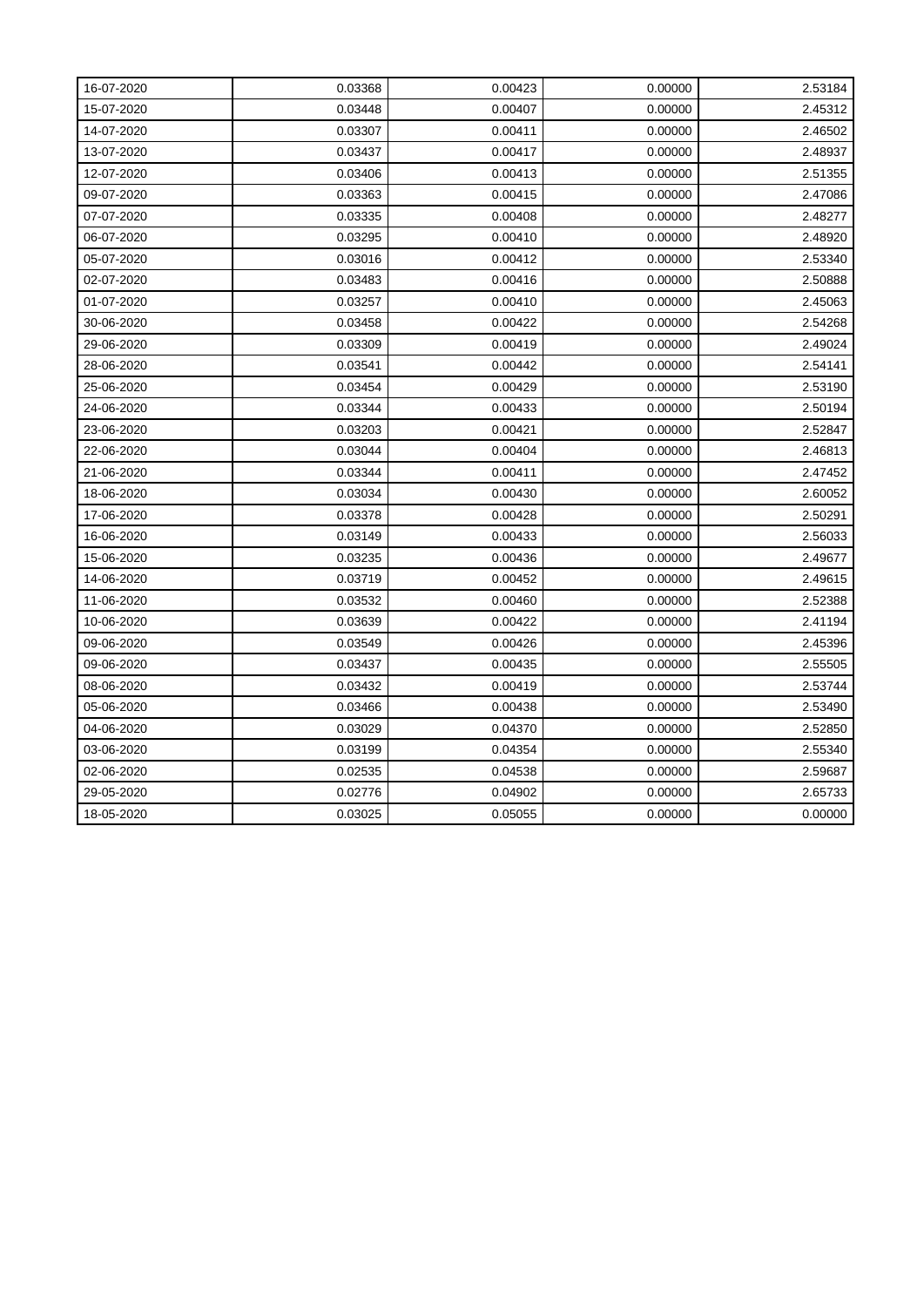| | | | | |
|---|---|---|---|---|
| 16-07-2020 | 0.03368 | 0.00423 | 0.00000 | 2.53184 |
| 15-07-2020 | 0.03448 | 0.00407 | 0.00000 | 2.45312 |
| 14-07-2020 | 0.03307 | 0.00411 | 0.00000 | 2.46502 |
| 13-07-2020 | 0.03437 | 0.00417 | 0.00000 | 2.48937 |
| 12-07-2020 | 0.03406 | 0.00413 | 0.00000 | 2.51355 |
| 09-07-2020 | 0.03363 | 0.00415 | 0.00000 | 2.47086 |
| 07-07-2020 | 0.03335 | 0.00408 | 0.00000 | 2.48277 |
| 06-07-2020 | 0.03295 | 0.00410 | 0.00000 | 2.48920 |
| 05-07-2020 | 0.03016 | 0.00412 | 0.00000 | 2.53340 |
| 02-07-2020 | 0.03483 | 0.00416 | 0.00000 | 2.50888 |
| 01-07-2020 | 0.03257 | 0.00410 | 0.00000 | 2.45063 |
| 30-06-2020 | 0.03458 | 0.00422 | 0.00000 | 2.54268 |
| 29-06-2020 | 0.03309 | 0.00419 | 0.00000 | 2.49024 |
| 28-06-2020 | 0.03541 | 0.00442 | 0.00000 | 2.54141 |
| 25-06-2020 | 0.03454 | 0.00429 | 0.00000 | 2.53190 |
| 24-06-2020 | 0.03344 | 0.00433 | 0.00000 | 2.50194 |
| 23-06-2020 | 0.03203 | 0.00421 | 0.00000 | 2.52847 |
| 22-06-2020 | 0.03044 | 0.00404 | 0.00000 | 2.46813 |
| 21-06-2020 | 0.03344 | 0.00411 | 0.00000 | 2.47452 |
| 18-06-2020 | 0.03034 | 0.00430 | 0.00000 | 2.60052 |
| 17-06-2020 | 0.03378 | 0.00428 | 0.00000 | 2.50291 |
| 16-06-2020 | 0.03149 | 0.00433 | 0.00000 | 2.56033 |
| 15-06-2020 | 0.03235 | 0.00436 | 0.00000 | 2.49677 |
| 14-06-2020 | 0.03719 | 0.00452 | 0.00000 | 2.49615 |
| 11-06-2020 | 0.03532 | 0.00460 | 0.00000 | 2.52388 |
| 10-06-2020 | 0.03639 | 0.00422 | 0.00000 | 2.41194 |
| 09-06-2020 | 0.03549 | 0.00426 | 0.00000 | 2.45396 |
| 09-06-2020 | 0.03437 | 0.00435 | 0.00000 | 2.55505 |
| 08-06-2020 | 0.03432 | 0.00419 | 0.00000 | 2.53744 |
| 05-06-2020 | 0.03466 | 0.00438 | 0.00000 | 2.53490 |
| 04-06-2020 | 0.03029 | 0.04370 | 0.00000 | 2.52850 |
| 03-06-2020 | 0.03199 | 0.04354 | 0.00000 | 2.55340 |
| 02-06-2020 | 0.02535 | 0.04538 | 0.00000 | 2.59687 |
| 29-05-2020 | 0.02776 | 0.04902 | 0.00000 | 2.65733 |
| 18-05-2020 | 0.03025 | 0.05055 | 0.00000 | 0.00000 |